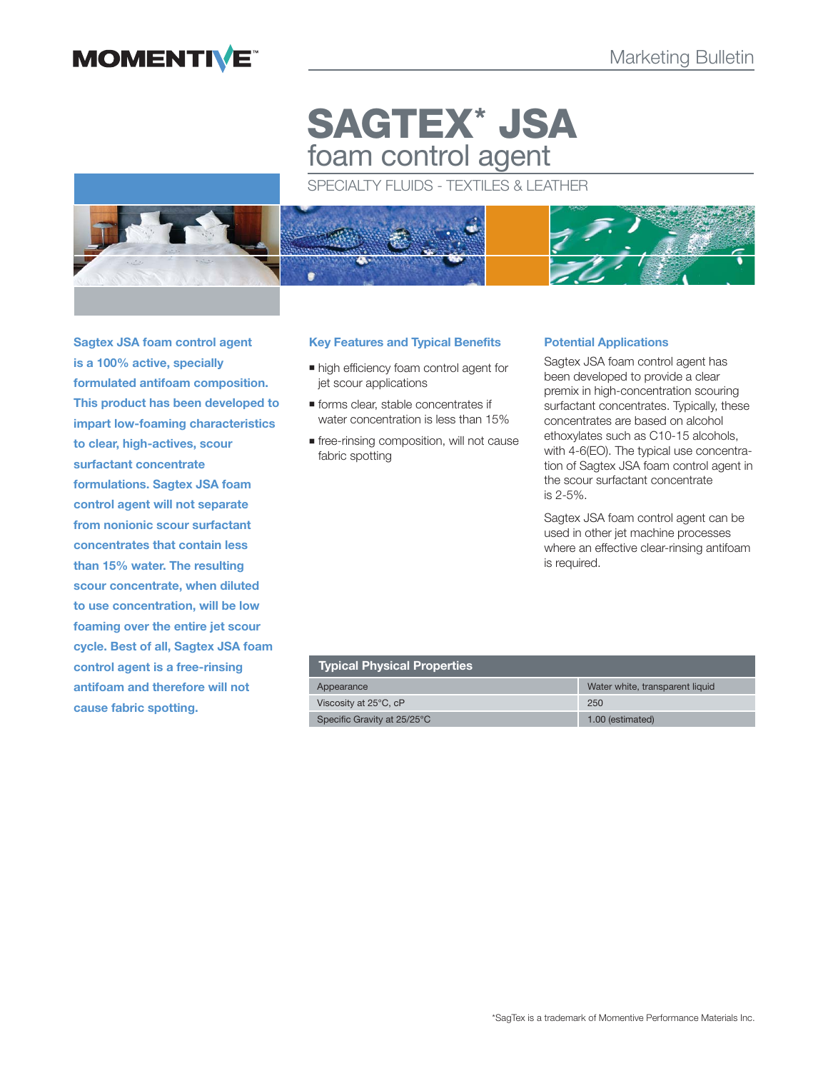Marketing Bulletin

# SAGTEX* JSA

## foam control agent

SPECIALTY FLUIDS - TEXTILES & LEATHER

**Sagtex JSA foam control agent is a 100% active, specially formulated antifoam composition. This product has been developed to impart low-foaming characteristics to clear, high-actives, scour surfactant concentrate formulations. Sagtex JSA foam control agent will not separate from nonionic scour surfactant concentrates that contain less than 15% water. The resulting scour concentrate, when diluted to use concentration, will be low foaming over the entire jet scour cycle. Best of all, Sagtex JSA foam control agent is a free-rinsing antifoam and therefore will not cause fabric spotting.**

### Key Features and Typical Benefits

- high efficiency foam control agent for jet scour applications
- forms clear, stable concentrates if water concentration is less than 15%
- free-rinsing composition, will not cause fabric spotting

### Potential Applications

Sagtex JSA foam control agent has been developed to provide a clear premix in high-concentration scouring surfactant concentrates. Typically, these concentrates are based on alcohol ethoxylates such as C10-15 alcohols, with 4-6(EO). The typical use concentration of Sagtex JSA foam control agent in the scour surfactant concentrate is 2-5%.

Sagtex JSA foam control agent can be used in other jet machine processes where an effective clear-rinsing antifoam is required.

| Typical Physical Properties | |
|---|---|
| Appearance | Water white, transparent liquid |
| Viscosity at 25°C, cP | 250 |
| Specific Gravity at 25/25°C | 1.00 (estimated) |

*SagTex is a trademark of Momentive Performance Materials Inc.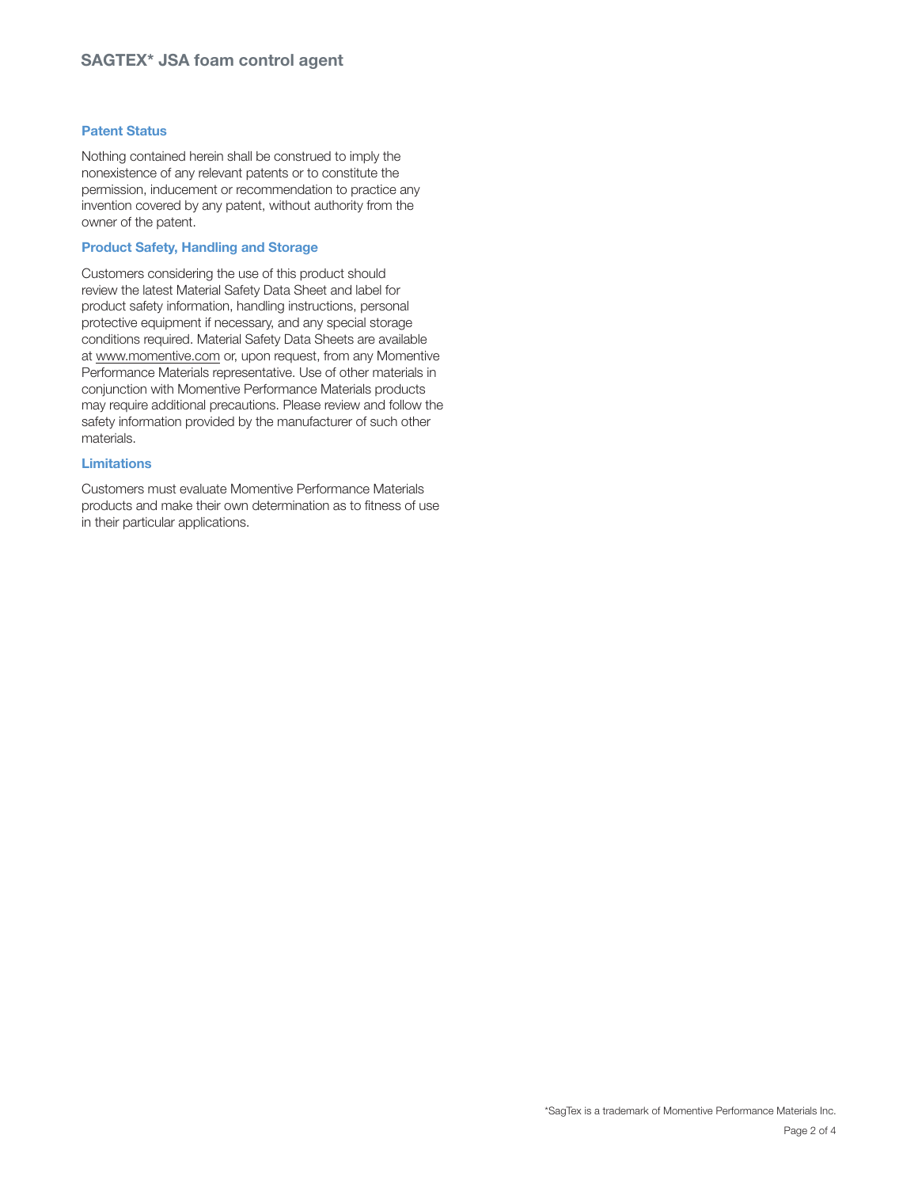## Patent Status

Nothing contained herein shall be construed to imply the nonexistence of any relevant patents or to constitute the permission, inducement or recommendation to practice any invention covered by any patent, without authority from the owner of the patent.

## Product Safety, Handling and Storage

Customers considering the use of this product should review the latest Material Safety Data Sheet and label for product safety information, handling instructions, personal protective equipment if necessary, and any special storage conditions required. Material Safety Data Sheets are available at www.momentive.com or, upon request, from any Momentive Performance Materials representative. Use of other materials in conjunction with Momentive Performance Materials products may require additional precautions. Please review and follow the safety information provided by the manufacturer of such other materials.

## Limitations

Customers must evaluate Momentive Performance Materials products and make their own determination as to fitness of use in their particular applications.

*SagTex is a trademark of Momentive Performance Materials Inc.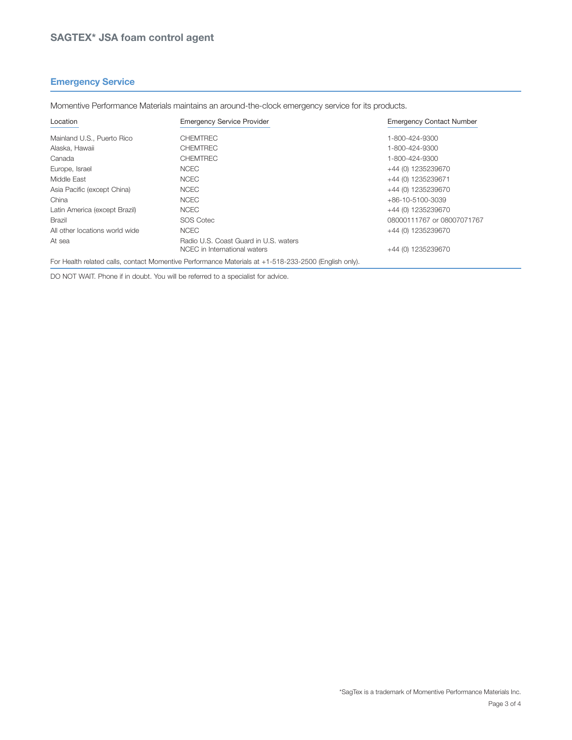## Emergency Service

Momentive Performance Materials maintains an around-the-clock emergency service for its products.

| Location | Emergency Service Provider | Emergency Contact Number |
|---|---|---|
| Mainland U.S., Puerto Rico | CHEMTREC | 1-800-424-9300 |
| Alaska, Hawaii | CHEMTREC | 1-800-424-9300 |
| Canada | CHEMTREC | 1-800-424-9300 |
| Europe, Israel | NCEC | +44 (0) 1235239670 |
| Middle East | NCEC | +44 (0) 1235239671 |
| Asia Pacific (except China) | NCEC | +44 (0) 1235239670 |
| China | NCEC | +86-10-5100-3039 |
| Latin America (except Brazil) | NCEC | +44 (0) 1235239670 |
| Brazil | SOS Cotec | 08000111767 or 08007071767 |
| All other locations world wide | NCEC | +44 (0) 1235239670 |
| At sea | Radio U.S. Coast Guard in U.S. waters<br>NCEC in International waters | <br>+44 (0) 1235239670 |

For Health related calls, contact Momentive Performance Materials at +1-518-233-2500 (English only).

DO NOT WAIT. Phone if in doubt. You will be referred to a specialist for advice.

*SagTex is a trademark of Momentive Performance Materials Inc.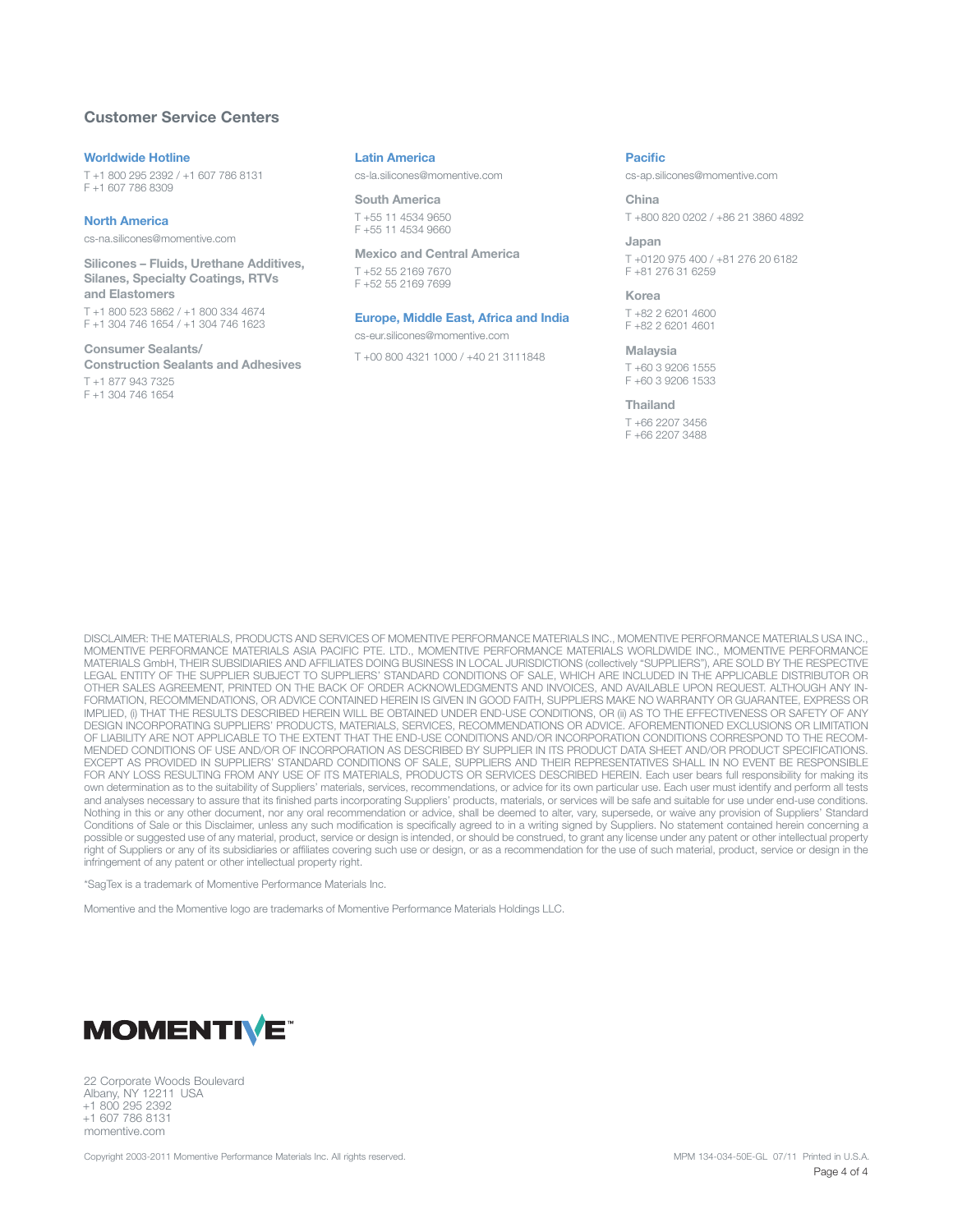## Customer Service Centers

### Worldwide Hotline

T +1 800 295 2392 / +1 607 786 8131
F +1 607 786 8309

### North America

cs-na.silicones@momentive.com

**Silicones – Fluids, Urethane Additives, Silanes, Specialty Coatings, RTVs and Elastomers**

T +1 800 523 5862 / +1 800 334 4674
F +1 304 746 1654 / +1 304 746 1623

**Consumer Sealants/ Construction Sealants and Adhesives**

T +1 877 943 7325
F +1 304 746 1654

### Latin America

cs-la.silicones@momentive.com

**South America**

T +55 11 4534 9650
F +55 11 4534 9660

**Mexico and Central America**

T +52 55 2169 7670
F +52 55 2169 7699

### Europe, Middle East, Africa and India

cs-eur.silicones@momentive.com

T +00 800 4321 1000 / +40 21 3111848

### Pacific

cs-ap.silicones@momentive.com

**China**

T +800 820 0202 / +86 21 3860 4892

**Japan**

T +0120 975 400 / +81 276 20 6182
F +81 276 31 6259

**Korea**

T +82 2 6201 4600
F +82 2 6201 4601

**Malaysia**

T +60 3 9206 1555
F +60 3 9206 1533

**Thailand**

T +66 2207 3456
F +66 2207 3488

DISCLAIMER: THE MATERIALS, PRODUCTS AND SERVICES OF MOMENTIVE PERFORMANCE MATERIALS INC., MOMENTIVE PERFORMANCE MATERIALS USA INC., MOMENTIVE PERFORMANCE MATERIALS ASIA PACIFIC PTE. LTD., MOMENTIVE PERFORMANCE MATERIALS WORLDWIDE INC., MOMENTIVE PERFORMANCE MATERIALS GmbH, THEIR SUBSIDIARIES AND AFFILIATES DOING BUSINESS IN LOCAL JURISDICTIONS (collectively "SUPPLIERS"), ARE SOLD BY THE RESPECTIVE LEGAL ENTITY OF THE SUPPLIER SUBJECT TO SUPPLIERS' STANDARD CONDITIONS OF SALE, WHICH ARE INCLUDED IN THE APPLICABLE DISTRIBUTOR OR OTHER SALES AGREEMENT, PRINTED ON THE BACK OF ORDER ACKNOWLEDGMENTS AND INVOICES, AND AVAILABLE UPON REQUEST. ALTHOUGH ANY INFORMATION, RECOMMENDATIONS, OR ADVICE CONTAINED HEREIN IS GIVEN IN GOOD FAITH, SUPPLIERS MAKE NO WARRANTY OR GUARANTEE, EXPRESS OR IMPLIED, (i) THAT THE RESULTS DESCRIBED HEREIN WILL BE OBTAINED UNDER END-USE CONDITIONS, OR (ii) AS TO THE EFFECTIVENESS OR SAFETY OF ANY DESIGN INCORPORATING SUPPLIERS' PRODUCTS, MATERIALS, SERVICES, RECOMMENDATIONS OR ADVICE. AFOREMENTIONED EXCLUSIONS OR LIMITATION OF LIABILITY ARE NOT APPLICABLE TO THE EXTENT THAT THE END-USE CONDITIONS AND/OR INCORPORATION CONDITIONS CORRESPOND TO THE RECOMMENDED CONDITIONS OF USE AND/OR OF INCORPORATION AS DESCRIBED BY SUPPLIER IN ITS PRODUCT DATA SHEET AND/OR PRODUCT SPECIFICATIONS. EXCEPT AS PROVIDED IN SUPPLIERS' STANDARD CONDITIONS OF SALE, SUPPLIERS AND THEIR REPRESENTATIVES SHALL IN NO EVENT BE RESPONSIBLE FOR ANY LOSS RESULTING FROM ANY USE OF ITS MATERIALS, PRODUCTS OR SERVICES DESCRIBED HEREIN. Each user bears full responsibility for making its own determination as to the suitability of Suppliers' materials, services, recommendations, or advice for its own particular use. Each user must identify and perform all tests and analyses necessary to assure that its finished parts incorporating Suppliers' products, materials, or services will be safe and suitable for use under end-use conditions. Nothing in this or any other document, nor any oral recommendation or advice, shall be deemed to alter, vary, supersede, or waive any provision of Suppliers' Standard Conditions of Sale or this Disclaimer, unless any such modification is specifically agreed to in a writing signed by Suppliers. No statement contained herein concerning a possible or suggested use of any material, product, service or design is intended, or should be construed, to grant any license under any patent or other intellectual property right of Suppliers or any of its subsidiaries or affiliates covering such use or design, or as a recommendation for the use of such material, product, service or design in the infringement of any patent or other intellectual property right.

*SagTex is a trademark of Momentive Performance Materials Inc.

Momentive and the Momentive logo are trademarks of Momentive Performance Materials Holdings LLC.

**MOMENTIVE™**

22 Corporate Woods Boulevard
Albany, NY 12211 USA
+1 800 295 2392
+1 607 786 8131
momentive.com

Copyright 2003-2011 Momentive Performance Materials Inc. All rights reserved.

MPM 134-034-50E-GL 07/11 Printed in U.S.A.